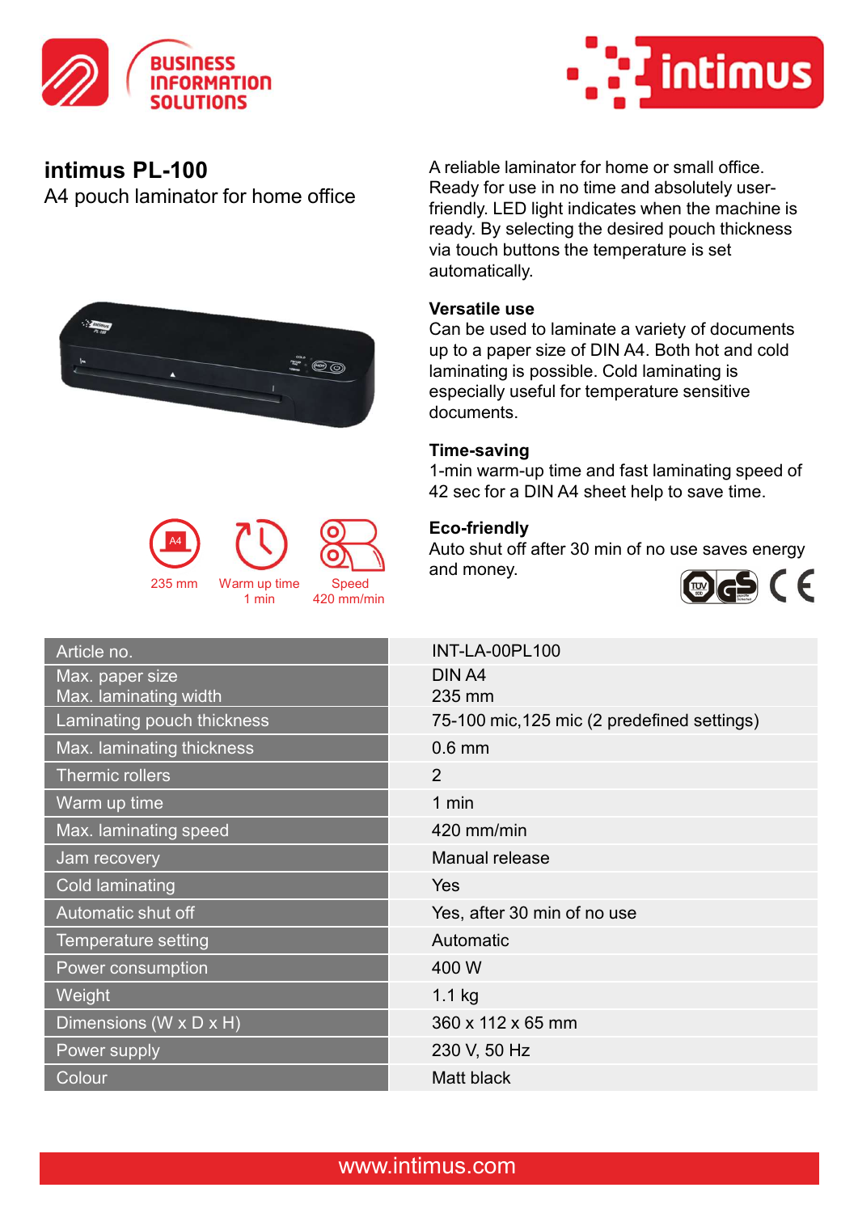# intimus PL-100

A4 pouch laminator for home office

235 mm

Warm up time
1 min

Speed
420 mm/min

A reliable laminator for home or small office. Ready for use in no time and absolutely user-friendly. LED light indicates when the machine is ready. By selecting the desired pouch thickness via touch buttons the temperature is set automatically.

### Versatile use

Can be used to laminate a variety of documents up to a paper size of DIN A4. Both hot and cold laminating is possible. Cold laminating is especially useful for temperature sensitive documents.

### Time-saving

1-min warm-up time and fast laminating speed of 42 sec for a DIN A4 sheet help to save time.

### Eco-friendly

Auto shut off after 30 min of no use saves energy and money.

| Article no. | INT-LA-00PL100 |
|---|---|
| Max. paper size<br>Max. laminating width | DIN A4<br>235 mm |
| Laminating pouch thickness | 75-100 mic,125 mic (2 predefined settings) |
| Max. laminating thickness | 0.6 mm |
| Thermic rollers | 2 |
| Warm up time | 1 min |
| Max. laminating speed | 420 mm/min |
| Jam recovery | Manual release |
| Cold laminating | Yes |
| Automatic shut off | Yes, after 30 min of no use |
| Temperature setting | Automatic |
| Power consumption | 400 W |
| Weight | 1.1 kg |
| Dimensions (W x D x H) | 360 x 112 x 65 mm |
| Power supply | 230 V, 50 Hz |
| Colour | Matt black |

www.intimus.com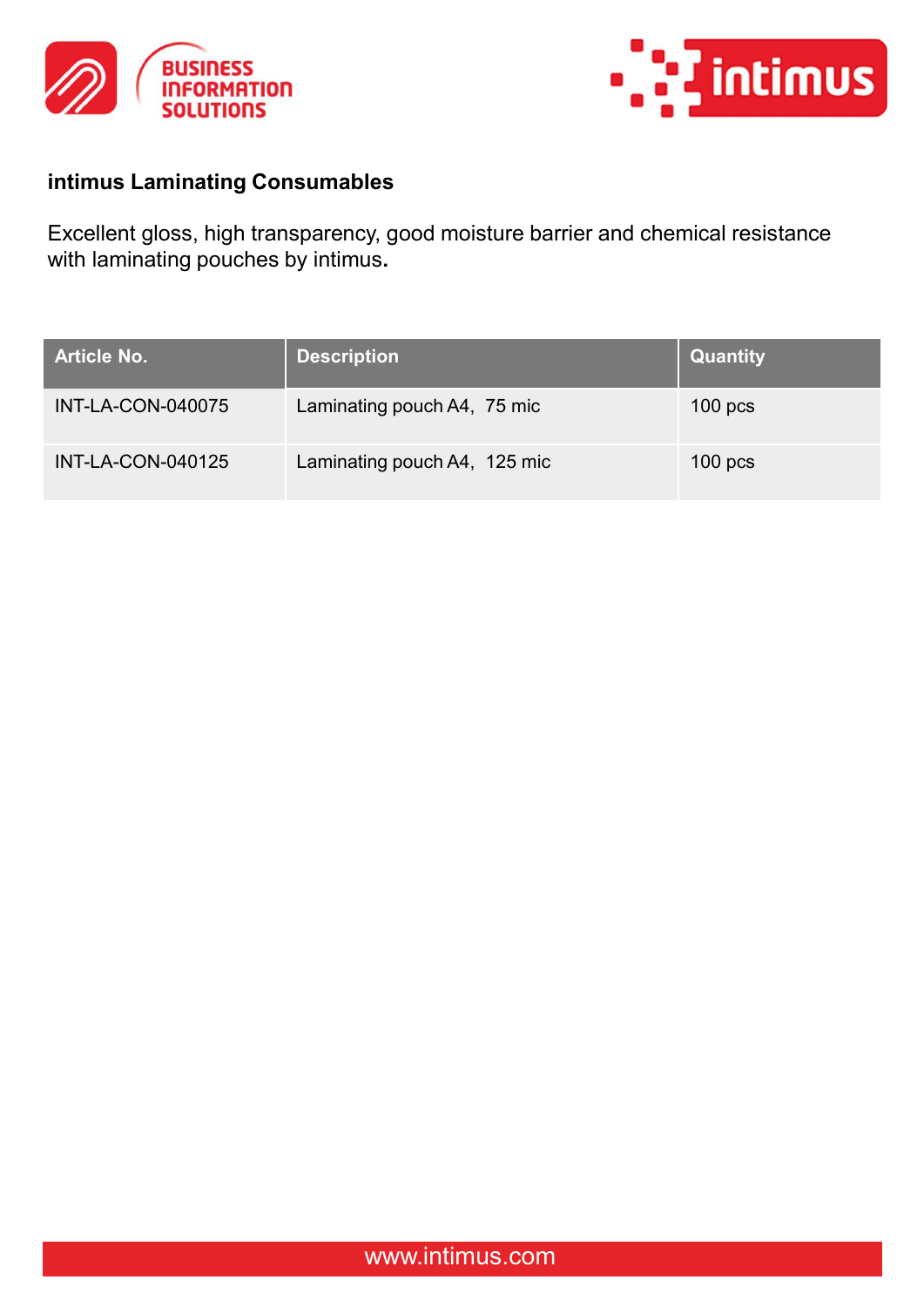## intimus Laminating Consumables

Excellent gloss, high transparency, good moisture barrier and chemical resistance with laminating pouches by intimus.

| Article No. | Description | Quantity |
|---|---|---|
| INT-LA-CON-040075 | Laminating pouch A4, 75 mic | 100 pcs |
| INT-LA-CON-040125 | Laminating pouch A4, 125 mic | 100 pcs |

www.intimus.com